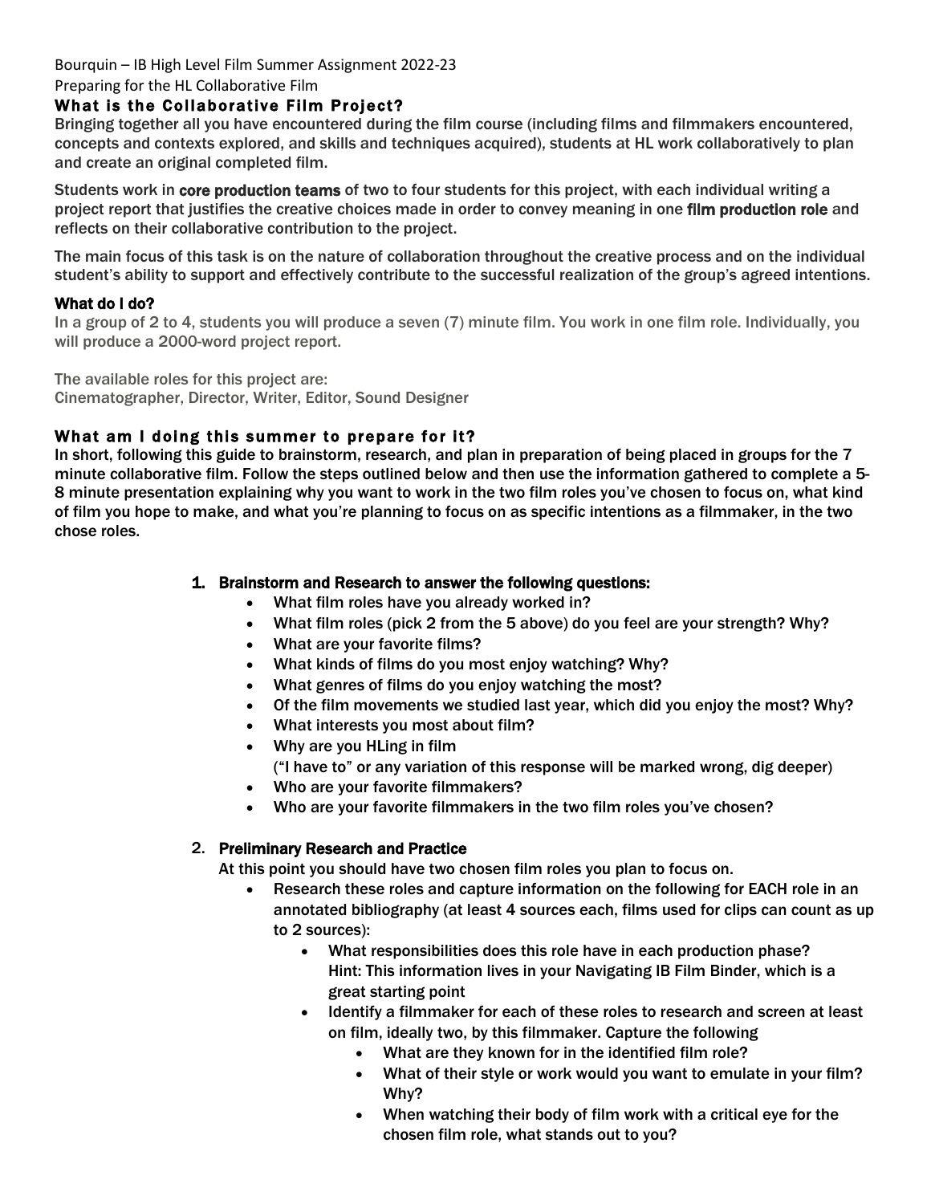Bourquin – IB High Level Film Summer Assignment 2022-23

Preparing for the HL Collaborative Film

## What is the Collaborative Film Project?

Bringing together all you have encountered during the film course (including films and filmmakers encountered, concepts and contexts explored, and skills and techniques acquired), students at HL work collaboratively to plan and create an original completed film.

Students work in **core production teams** of two to four students for this project, with each individual writing a project report that justifies the creative choices made in order to convey meaning in one **film production role** and reflects on their collaborative contribution to the project.

The main focus of this task is on the nature of collaboration throughout the creative process and on the individual student's ability to support and effectively contribute to the successful realization of the group's agreed intentions.

## What do I do?

In a group of 2 to 4, students you will produce a seven (7) minute film. You work in one film role. Individually, you will produce a 2000-word project report.

The available roles for this project are:
Cinematographer, Director, Writer, Editor, Sound Designer

## What am I doing this summer to prepare for it?

In short, following this guide to brainstorm, research, and plan in preparation of being placed in groups for the 7 minute collaborative film. Follow the steps outlined below and then use the information gathered to complete a 5-8 minute presentation explaining why you want to work in the two film roles you've chosen to focus on, what kind of film you hope to make, and what you're planning to focus on as specific intentions as a filmmaker, in the two chose roles.

1. **Brainstorm and Research to answer the following questions:**
   - What film roles have you already worked in?
   - What film roles (pick 2 from the 5 above) do you feel are your strength? Why?
   - What are your favorite films?
   - What kinds of films do you most enjoy watching? Why?
   - What genres of films do you enjoy watching the most?
   - Of the film movements we studied last year, which did you enjoy the most? Why?
   - What interests you most about film?
   - Why are you HLing in film
     ("I have to" or any variation of this response will be marked wrong, dig deeper)
   - Who are your favorite filmmakers?
   - Who are your favorite filmmakers in the two film roles you've chosen?

2. **Preliminary Research and Practice**

   At this point you should have two chosen film roles you plan to focus on.
   - Research these roles and capture information on the following for EACH role in an annotated bibliography (at least 4 sources each, films used for clips can count as up to 2 sources):
     - What responsibilities does this role have in each production phase?
       Hint: This information lives in your Navigating IB Film Binder, which is a great starting point
     - Identify a filmmaker for each of these roles to research and screen at least on film, ideally two, by this filmmaker. Capture the following
       - What are they known for in the identified film role?
       - What of their style or work would you want to emulate in your film? Why?
       - When watching their body of film work with a critical eye for the chosen film role, what stands out to you?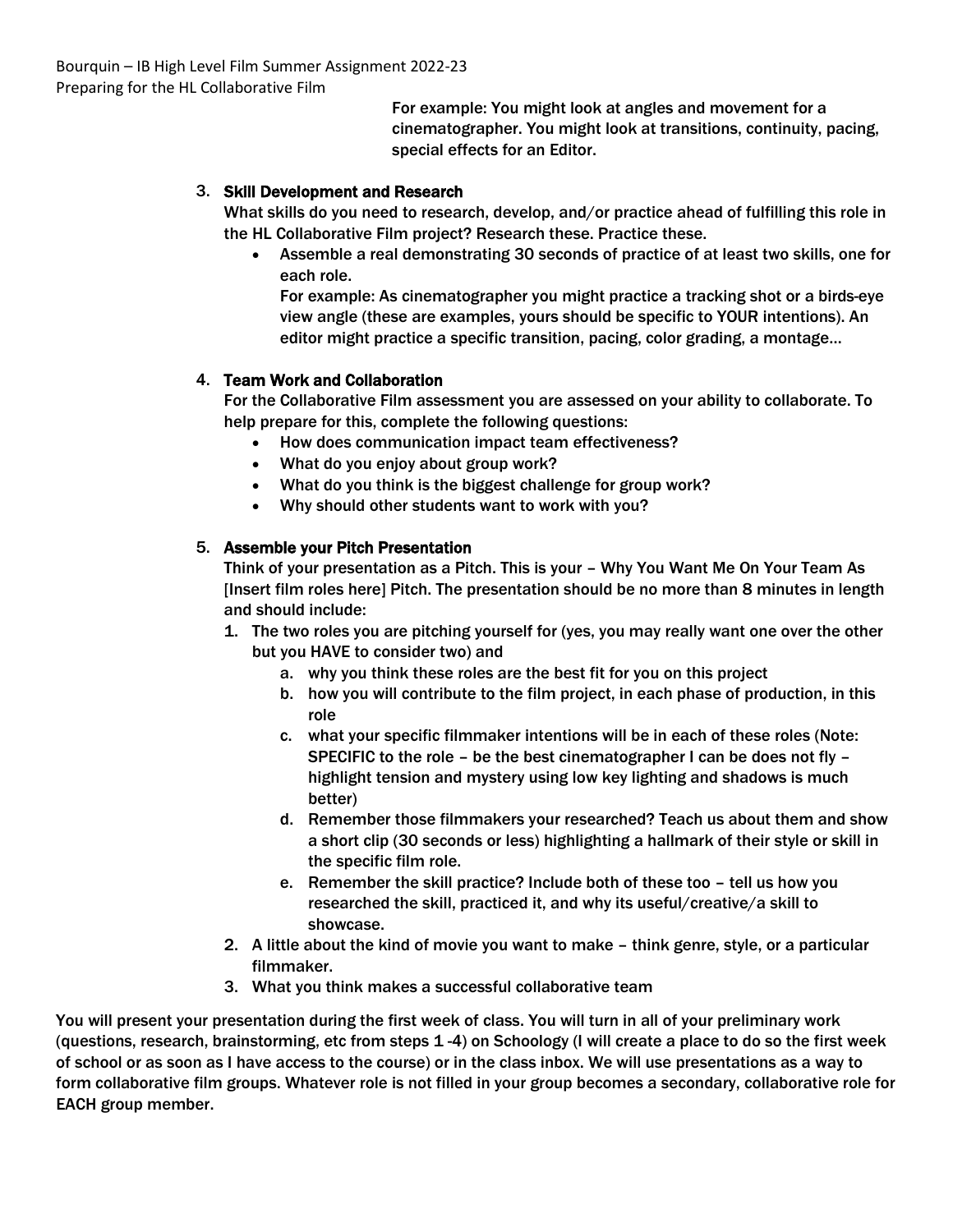For example: You might look at angles and movement for a cinematographer. You might look at transitions, continuity, pacing, special effects for an Editor.

3. **Skill Development and Research**

   What skills do you need to research, develop, and/or practice ahead of fulfilling this role in the HL Collaborative Film project? Research these. Practice these.

   - Assemble a real demonstrating 30 seconds of practice of at least two skills, one for each role.

     For example: As cinematographer you might practice a tracking shot or a birds-eye view angle (these are examples, yours should be specific to YOUR intentions). An editor might practice a specific transition, pacing, color grading, a montage…

4. **Team Work and Collaboration**

   For the Collaborative Film assessment you are assessed on your ability to collaborate. To help prepare for this, complete the following questions:

   - How does communication impact team effectiveness?
   - What do you enjoy about group work?
   - What do you think is the biggest challenge for group work?
   - Why should other students want to work with you?

5. **Assemble your Pitch Presentation**

   Think of your presentation as a Pitch. This is your – Why You Want Me On Your Team As [Insert film roles here] Pitch. The presentation should be no more than 8 minutes in length and should include:

   1. The two roles you are pitching yourself for (yes, you may really want one over the other but you HAVE to consider two) and
      a. why you think these roles are the best fit for you on this project
      b. how you will contribute to the film project, in each phase of production, in this role
      c. what your specific filmmaker intentions will be in each of these roles (Note: SPECIFIC to the role – be the best cinematographer I can be does not fly – highlight tension and mystery using low key lighting and shadows is much better)
      d. Remember those filmmakers your researched? Teach us about them and show a short clip (30 seconds or less) highlighting a hallmark of their style or skill in the specific film role.
      e. Remember the skill practice? Include both of these too – tell us how you researched the skill, practiced it, and why its useful/creative/a skill to showcase.
   2. A little about the kind of movie you want to make – think genre, style, or a particular filmmaker.
   3. What you think makes a successful collaborative team

You will present your presentation during the first week of class. You will turn in all of your preliminary work (questions, research, brainstorming, etc from steps 1 -4) on Schoology (I will create a place to do so the first week of school or as soon as I have access to the course) or in the class inbox. We will use presentations as a way to form collaborative film groups. Whatever role is not filled in your group becomes a secondary, collaborative role for EACH group member.